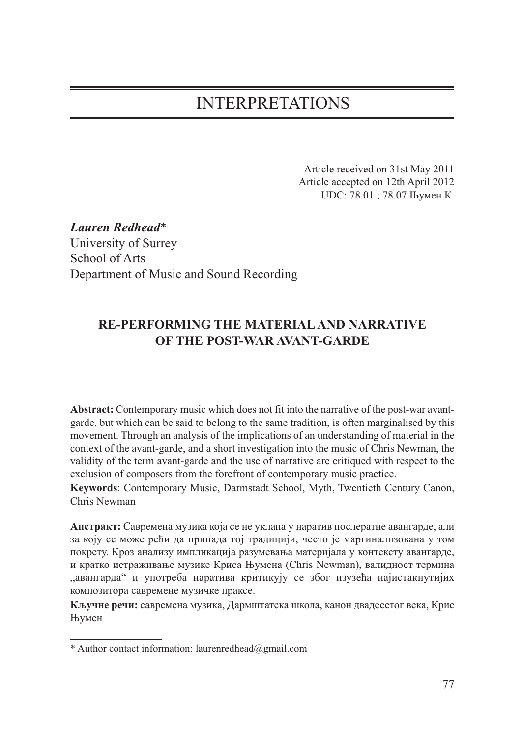# INTERPRETATIONS

Article received on 31st May 2011
Article accepted on 12th April 2012
UDC: 78.01 ; 78.07 Њумен К.

***Lauren Redhead****
University of Surrey
School of Arts
Department of Music and Sound Recording

## RE-PERFORMING THE MATERIAL AND NARRATIVE OF THE POST-WAR AVANT-GARDE

**Abstract:** Contemporary music which does not fit into the narrative of the post-war avant-garde, but which can be said to belong to the same tradition, is often marginalised by this movement. Through an analysis of the implications of an understanding of material in the context of the avant-garde, and a short investigation into the music of Chris Newman, the validity of the term avant-garde and the use of narrative are critiqued with respect to the exclusion of composers from the forefront of contemporary music practice.

**Keywords**: Contemporary Music, Darmstadt School, Myth, Twentieth Century Canon, Chris Newman

**Апстракт:** Савремена музика која се не уклапа у наратив послератне авангарде, али за коју се може рећи да припада тој традицији, често је маргинализована у том покрету. Кроз анализу импликација разумевања материјала у контексту авангарде, и кратко истраживање музике Криса Њумена (Chris Newman), валидност термина „авангарда" и употреба наратива критикују се због изузећа најистакнутијих композитора савремене музичке праксе.

**Кључне речи:** савремена музика, Дармштатска школа, канон двадесетог века, Крис Њумен

---

* Author contact information: laurenredhead@gmail.com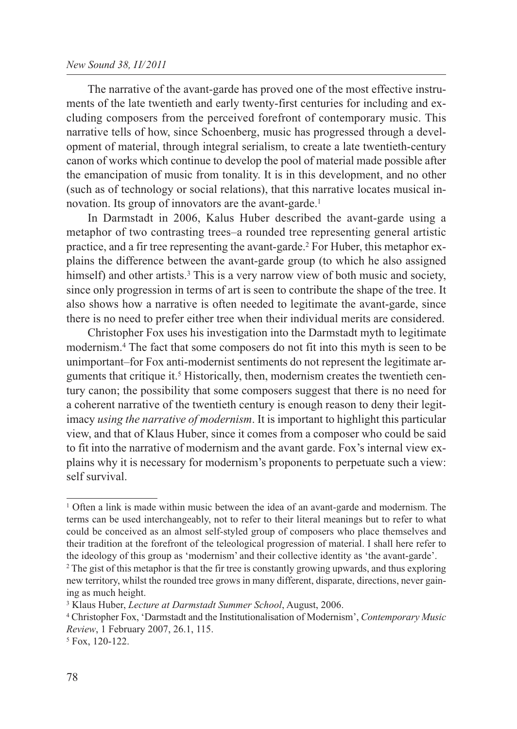The narrative of the avant-garde has proved one of the most effective instruments of the late twentieth and early twenty-first centuries for including and excluding composers from the perceived forefront of contemporary music. This narrative tells of how, since Schoenberg, music has progressed through a development of material, through integral serialism, to create a late twentieth-century canon of works which continue to develop the pool of material made possible after the emancipation of music from tonality. It is in this development, and no other (such as of technology or social relations), that this narrative locates musical innovation. Its group of innovators are the avant-garde.[1]

In Darmstadt in 2006, Kalus Huber described the avant-garde using a metaphor of two contrasting trees–a rounded tree representing general artistic practice, and a fir tree representing the avant-garde.[2] For Huber, this metaphor explains the difference between the avant-garde group (to which he also assigned himself) and other artists.[3] This is a very narrow view of both music and society, since only progression in terms of art is seen to contribute the shape of the tree. It also shows how a narrative is often needed to legitimate the avant-garde, since there is no need to prefer either tree when their individual merits are considered.

Christopher Fox uses his investigation into the Darmstadt myth to legitimate modernism.[4] The fact that some composers do not fit into this myth is seen to be unimportant–for Fox anti-modernist sentiments do not represent the legitimate arguments that critique it.[5] Historically, then, modernism creates the twentieth century canon; the possibility that some composers suggest that there is no need for a coherent narrative of the twentieth century is enough reason to deny their legitimacy *using the narrative of modernism*. It is important to highlight this particular view, and that of Klaus Huber, since it comes from a composer who could be said to fit into the narrative of modernism and the avant garde. Fox's internal view explains why it is necessary for modernism's proponents to perpetuate such a view: self survival.

---

[1] Often a link is made within music between the idea of an avant-garde and modernism. The terms can be used interchangeably, not to refer to their literal meanings but to refer to what could be conceived as an almost self-styled group of composers who place themselves and their tradition at the forefront of the teleological progression of material. I shall here refer to the ideology of this group as 'modernism' and their collective identity as 'the avant-garde'.

[2] The gist of this metaphor is that the fir tree is constantly growing upwards, and thus exploring new territory, whilst the rounded tree grows in many different, disparate, directions, never gaining as much height.

[3] Klaus Huber, *Lecture at Darmstadt Summer School*, August, 2006.

[4] Christopher Fox, 'Darmstadt and the Institutionalisation of Modernism', *Contemporary Music Review*, 1 February 2007, 26.1, 115.

[5] Fox, 120-122.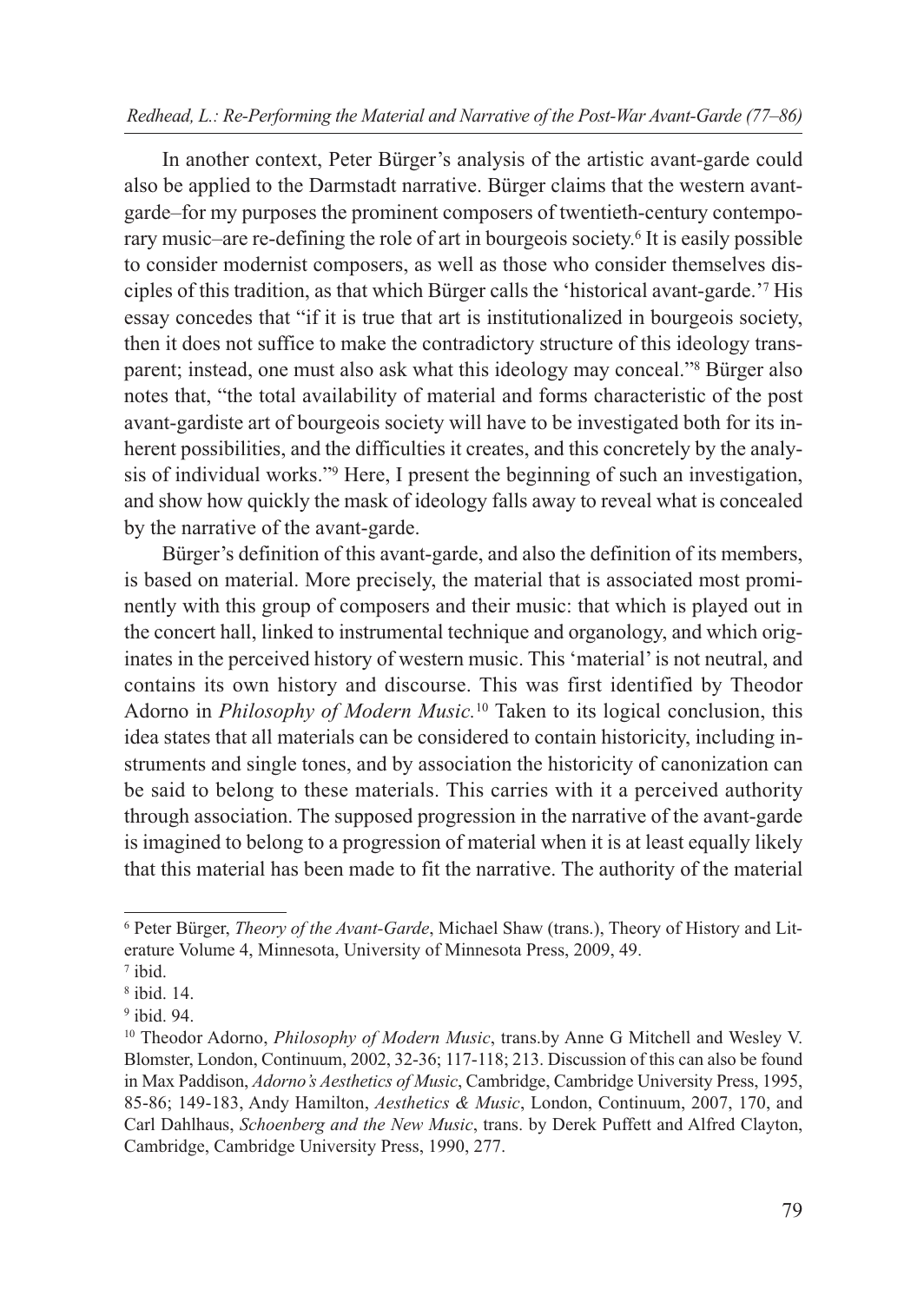In another context, Peter Bürger's analysis of the artistic avant-garde could also be applied to the Darmstadt narrative. Bürger claims that the western avant-garde–for my purposes the prominent composers of twentieth-century contemporary music–are re-defining the role of art in bourgeois society.[6] It is easily possible to consider modernist composers, as well as those who consider themselves disciples of this tradition, as that which Bürger calls the 'historical avant-garde.'[7] His essay concedes that "if it is true that art is institutionalized in bourgeois society, then it does not suffice to make the contradictory structure of this ideology transparent; instead, one must also ask what this ideology may conceal."[8] Bürger also notes that, "the total availability of material and forms characteristic of the post avant-gardiste art of bourgeois society will have to be investigated both for its inherent possibilities, and the difficulties it creates, and this concretely by the analysis of individual works."[9] Here, I present the beginning of such an investigation, and show how quickly the mask of ideology falls away to reveal what is concealed by the narrative of the avant-garde.

Bürger's definition of this avant-garde, and also the definition of its members, is based on material. More precisely, the material that is associated most prominently with this group of composers and their music: that which is played out in the concert hall, linked to instrumental technique and organology, and which originates in the perceived history of western music. This 'material' is not neutral, and contains its own history and discourse. This was first identified by Theodor Adorno in *Philosophy of Modern Music.*[10] Taken to its logical conclusion, this idea states that all materials can be considered to contain historicity, including instruments and single tones, and by association the historicity of canonization can be said to belong to these materials. This carries with it a perceived authority through association. The supposed progression in the narrative of the avant-garde is imagined to belong to a progression of material when it is at least equally likely that this material has been made to fit the narrative. The authority of the material

---

[6] Peter Bürger, *Theory of the Avant-Garde*, Michael Shaw (trans.), Theory of History and Literature Volume 4, Minnesota, University of Minnesota Press, 2009, 49.

[7] ibid.

[8] ibid. 14.

[9] ibid. 94.

[10] Theodor Adorno, *Philosophy of Modern Music*, trans.by Anne G Mitchell and Wesley V. Blomster, London, Continuum, 2002, 32-36; 117-118; 213. Discussion of this can also be found in Max Paddison, *Adorno's Aesthetics of Music*, Cambridge, Cambridge University Press, 1995, 85-86; 149-183, Andy Hamilton, *Aesthetics & Music*, London, Continuum, 2007, 170, and Carl Dahlhaus, *Schoenberg and the New Music*, trans. by Derek Puffett and Alfred Clayton, Cambridge, Cambridge University Press, 1990, 277.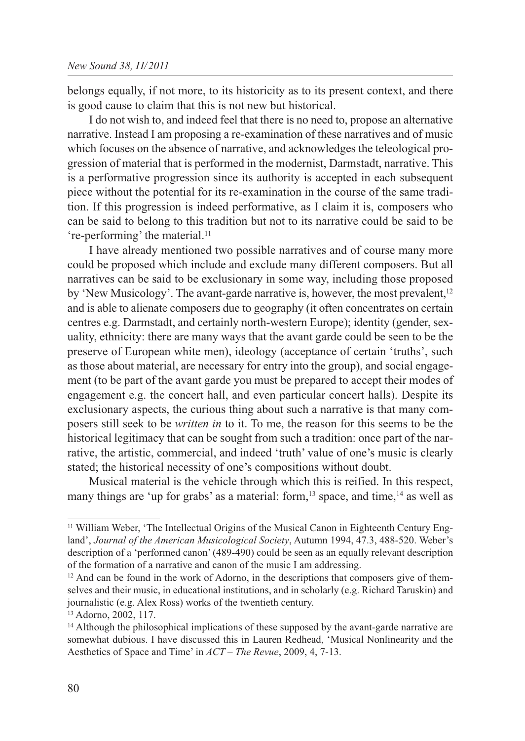belongs equally, if not more, to its historicity as to its present context, and there is good cause to claim that this is not new but historical.

I do not wish to, and indeed feel that there is no need to, propose an alternative narrative. Instead I am proposing a re-examination of these narratives and of music which focuses on the absence of narrative, and acknowledges the teleological progression of material that is performed in the modernist, Darmstadt, narrative. This is a performative progression since its authority is accepted in each subsequent piece without the potential for its re-examination in the course of the same tradition. If this progression is indeed performative, as I claim it is, composers who can be said to belong to this tradition but not to its narrative could be said to be 're-performing' the material.[11]

I have already mentioned two possible narratives and of course many more could be proposed which include and exclude many different composers. But all narratives can be said to be exclusionary in some way, including those proposed by 'New Musicology'. The avant-garde narrative is, however, the most prevalent,[12] and is able to alienate composers due to geography (it often concentrates on certain centres e.g. Darmstadt, and certainly north-western Europe); identity (gender, sexuality, ethnicity: there are many ways that the avant garde could be seen to be the preserve of European white men), ideology (acceptance of certain 'truths', such as those about material, are necessary for entry into the group), and social engagement (to be part of the avant garde you must be prepared to accept their modes of engagement e.g. the concert hall, and even particular concert halls). Despite its exclusionary aspects, the curious thing about such a narrative is that many composers still seek to be *written in* to it. To me, the reason for this seems to be the historical legitimacy that can be sought from such a tradition: once part of the narrative, the artistic, commercial, and indeed 'truth' value of one's music is clearly stated; the historical necessity of one's compositions without doubt.

Musical material is the vehicle through which this is reified. In this respect, many things are 'up for grabs' as a material: form,[13] space, and time,[14] as well as

---

[11] William Weber, 'The Intellectual Origins of the Musical Canon in Eighteenth Century England', *Journal of the American Musicological Society*, Autumn 1994, 47.3, 488-520. Weber's description of a 'performed canon' (489-490) could be seen as an equally relevant description of the formation of a narrative and canon of the music I am addressing.

[12] And can be found in the work of Adorno, in the descriptions that composers give of themselves and their music, in educational institutions, and in scholarly (e.g. Richard Taruskin) and journalistic (e.g. Alex Ross) works of the twentieth century.

[13] Adorno, 2002, 117.

[14] Although the philosophical implications of these supposed by the avant-garde narrative are somewhat dubious. I have discussed this in Lauren Redhead, 'Musical Nonlinearity and the Aesthetics of Space and Time' in *ACT – The Revue*, 2009, 4, 7-13.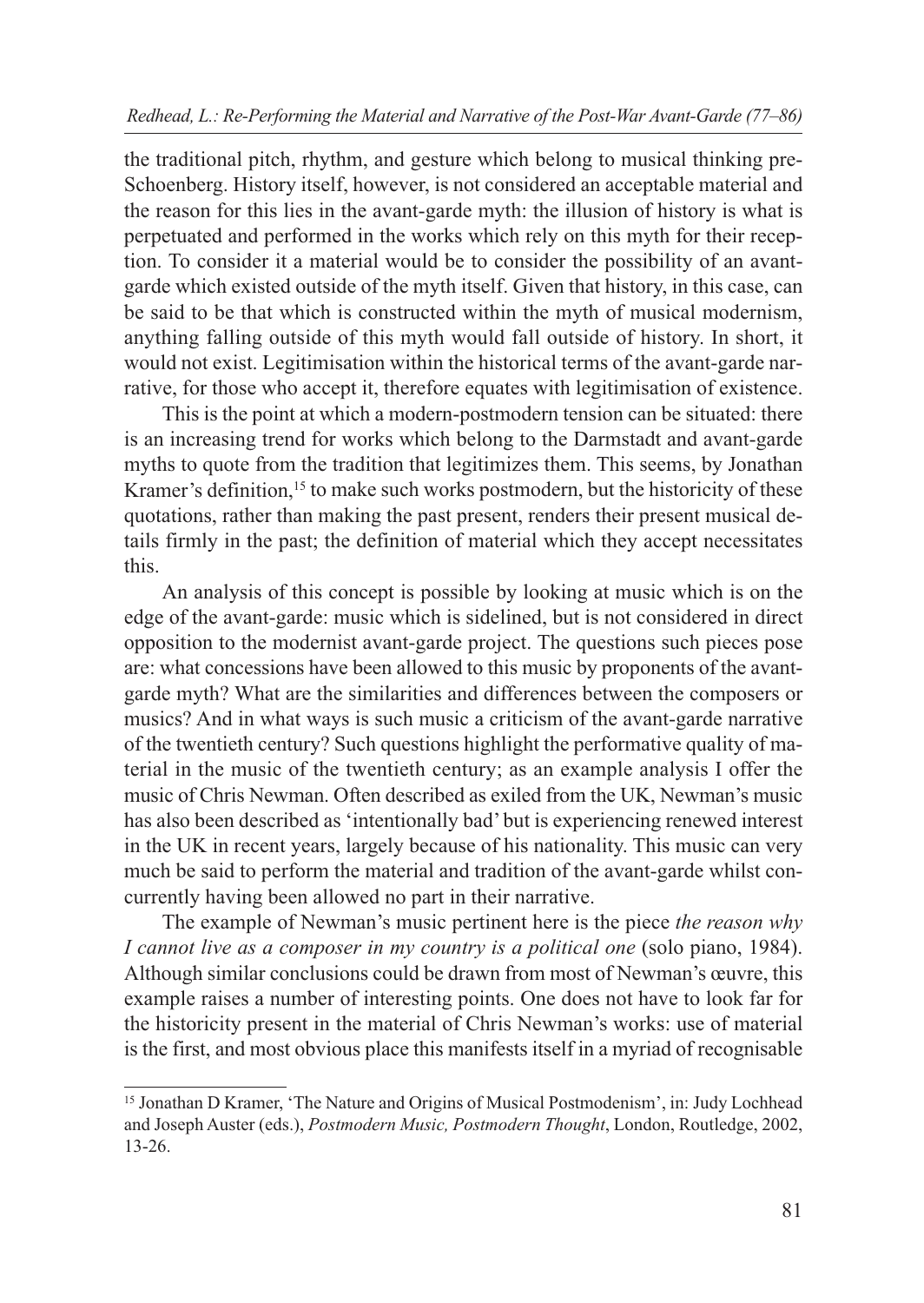the traditional pitch, rhythm, and gesture which belong to musical thinking pre-Schoenberg. History itself, however, is not considered an acceptable material and the reason for this lies in the avant-garde myth: the illusion of history is what is perpetuated and performed in the works which rely on this myth for their reception. To consider it a material would be to consider the possibility of an avant-garde which existed outside of the myth itself. Given that history, in this case, can be said to be that which is constructed within the myth of musical modernism, anything falling outside of this myth would fall outside of history. In short, it would not exist. Legitimisation within the historical terms of the avant-garde narrative, for those who accept it, therefore equates with legitimisation of existence.

This is the point at which a modern-postmodern tension can be situated: there is an increasing trend for works which belong to the Darmstadt and avant-garde myths to quote from the tradition that legitimizes them. This seems, by Jonathan Kramer's definition,[15] to make such works postmodern, but the historicity of these quotations, rather than making the past present, renders their present musical details firmly in the past; the definition of material which they accept necessitates this.

An analysis of this concept is possible by looking at music which is on the edge of the avant-garde: music which is sidelined, but is not considered in direct opposition to the modernist avant-garde project. The questions such pieces pose are: what concessions have been allowed to this music by proponents of the avant-garde myth? What are the similarities and differences between the composers or musics? And in what ways is such music a criticism of the avant-garde narrative of the twentieth century? Such questions highlight the performative quality of material in the music of the twentieth century; as an example analysis I offer the music of Chris Newman. Often described as exiled from the UK, Newman's music has also been described as 'intentionally bad' but is experiencing renewed interest in the UK in recent years, largely because of his nationality. This music can very much be said to perform the material and tradition of the avant-garde whilst concurrently having been allowed no part in their narrative.

The example of Newman's music pertinent here is the piece *the reason why I cannot live as a composer in my country is a political one* (solo piano, 1984). Although similar conclusions could be drawn from most of Newman's œuvre, this example raises a number of interesting points. One does not have to look far for the historicity present in the material of Chris Newman's works: use of material is the first, and most obvious place this manifests itself in a myriad of recognisable

---

[15] Jonathan D Kramer, 'The Nature and Origins of Musical Postmodenism', in: Judy Lochhead and Joseph Auster (eds.), *Postmodern Music, Postmodern Thought*, London, Routledge, 2002, 13-26.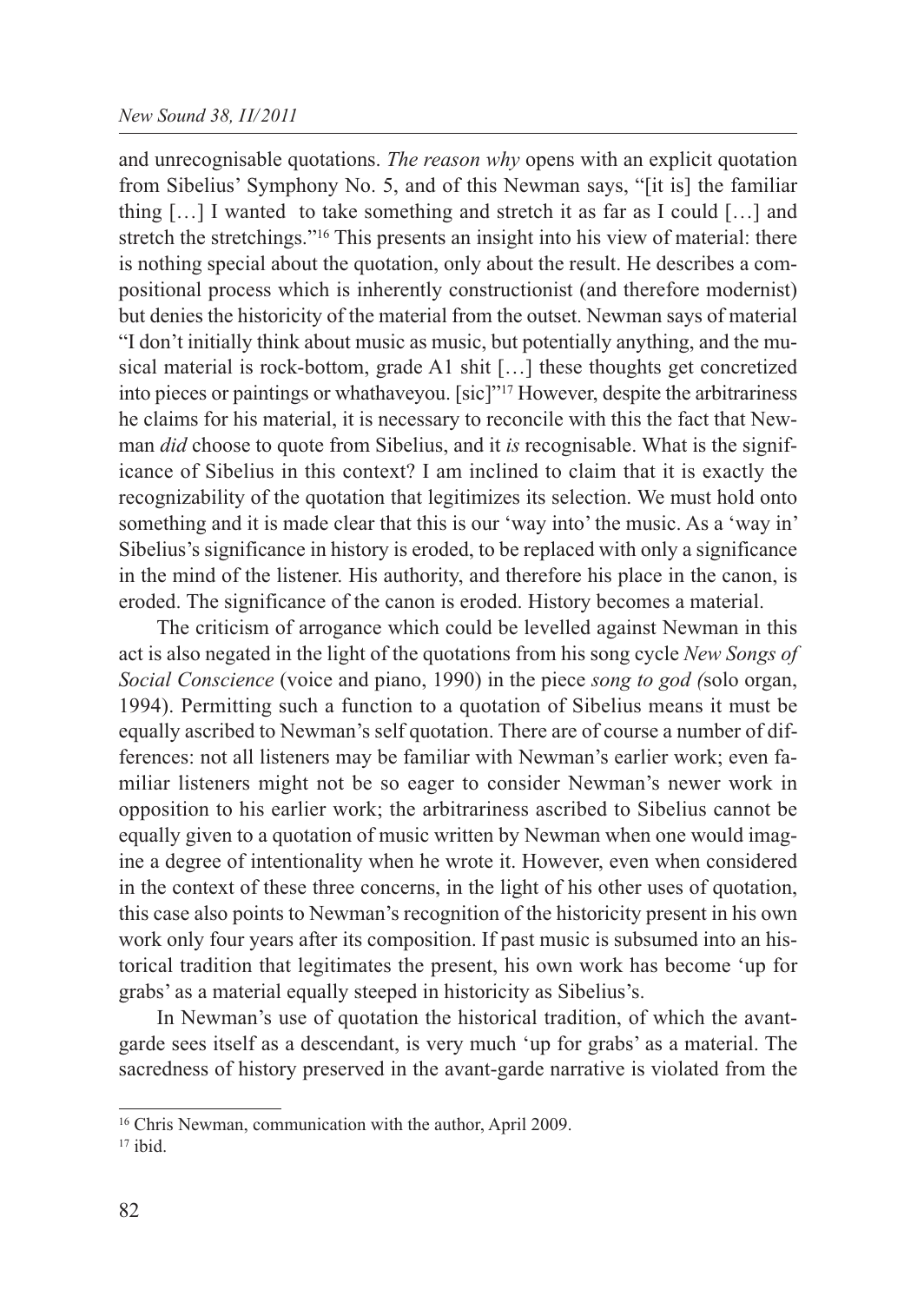and unrecognisable quotations. *The reason why* opens with an explicit quotation from Sibelius' Symphony No. 5, and of this Newman says, "[it is] the familiar thing […] I wanted to take something and stretch it as far as I could […] and stretch the stretchings."[16] This presents an insight into his view of material: there is nothing special about the quotation, only about the result. He describes a compositional process which is inherently constructionist (and therefore modernist) but denies the historicity of the material from the outset. Newman says of material "I don't initially think about music as music, but potentially anything, and the musical material is rock-bottom, grade A1 shit […] these thoughts get concretized into pieces or paintings or whathaveyou. [sic]"[17] However, despite the arbitrariness he claims for his material, it is necessary to reconcile with this the fact that Newman *did* choose to quote from Sibelius, and it *is* recognisable. What is the significance of Sibelius in this context? I am inclined to claim that it is exactly the recognizability of the quotation that legitimizes its selection. We must hold onto something and it is made clear that this is our 'way into' the music. As a 'way in' Sibelius's significance in history is eroded, to be replaced with only a significance in the mind of the listener. His authority, and therefore his place in the canon, is eroded. The significance of the canon is eroded. History becomes a material.

The criticism of arrogance which could be levelled against Newman in this act is also negated in the light of the quotations from his song cycle *New Songs of Social Conscience* (voice and piano, 1990) in the piece *song to god (*solo organ, 1994). Permitting such a function to a quotation of Sibelius means it must be equally ascribed to Newman's self quotation. There are of course a number of differences: not all listeners may be familiar with Newman's earlier work; even familiar listeners might not be so eager to consider Newman's newer work in opposition to his earlier work; the arbitrariness ascribed to Sibelius cannot be equally given to a quotation of music written by Newman when one would imagine a degree of intentionality when he wrote it. However, even when considered in the context of these three concerns, in the light of his other uses of quotation, this case also points to Newman's recognition of the historicity present in his own work only four years after its composition. If past music is subsumed into an historical tradition that legitimates the present, his own work has become 'up for grabs' as a material equally steeped in historicity as Sibelius's.

In Newman's use of quotation the historical tradition, of which the avant-garde sees itself as a descendant, is very much 'up for grabs' as a material. The sacredness of history preserved in the avant-garde narrative is violated from the

[16] Chris Newman, communication with the author, April 2009.

[17] ibid.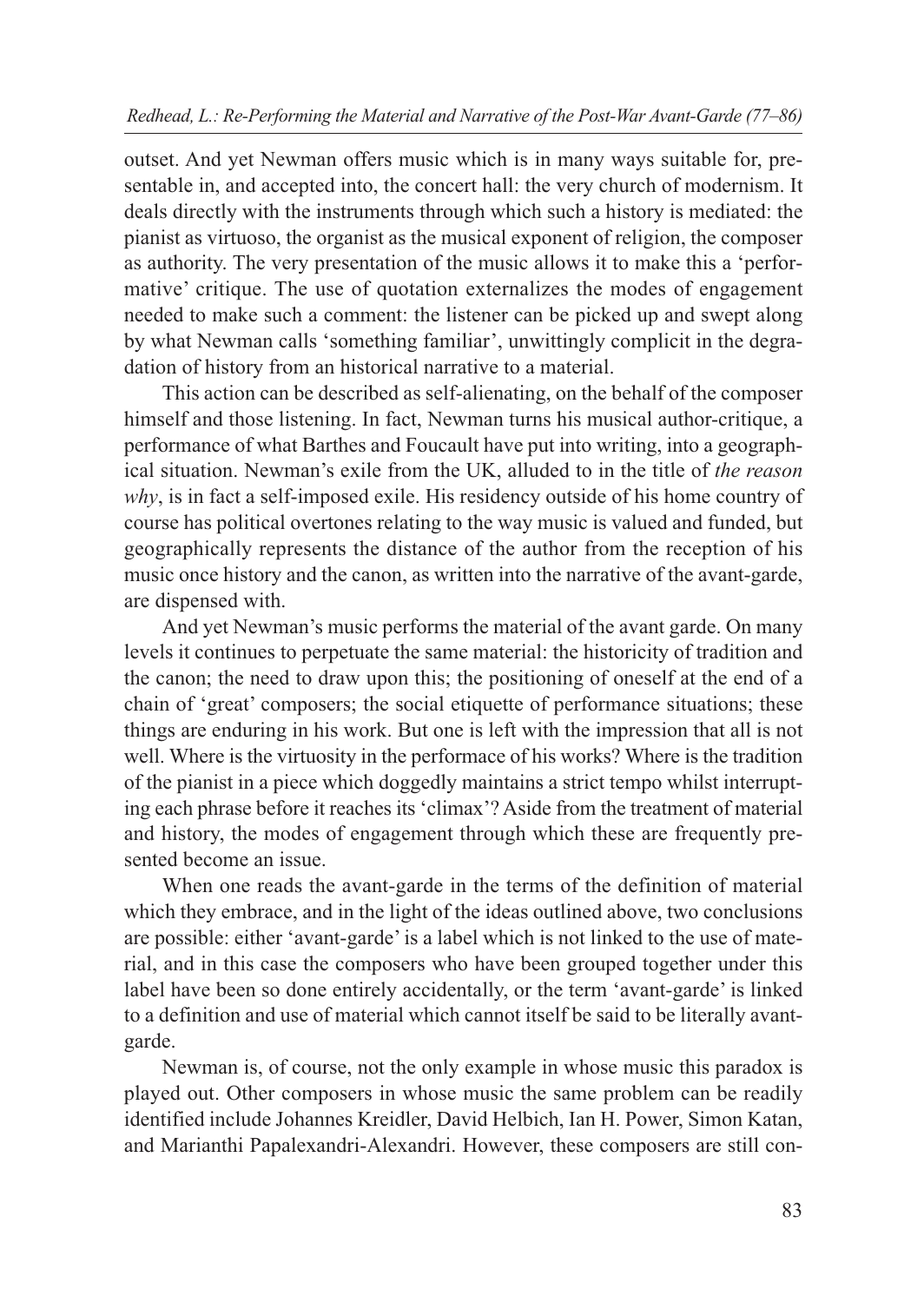outset. And yet Newman offers music which is in many ways suitable for, presentable in, and accepted into, the concert hall: the very church of modernism. It deals directly with the instruments through which such a history is mediated: the pianist as virtuoso, the organist as the musical exponent of religion, the composer as authority. The very presentation of the music allows it to make this a 'performative' critique. The use of quotation externalizes the modes of engagement needed to make such a comment: the listener can be picked up and swept along by what Newman calls 'something familiar', unwittingly complicit in the degradation of history from an historical narrative to a material.

This action can be described as self-alienating, on the behalf of the composer himself and those listening. In fact, Newman turns his musical author-critique, a performance of what Barthes and Foucault have put into writing, into a geographical situation. Newman's exile from the UK, alluded to in the title of *the reason why*, is in fact a self-imposed exile. His residency outside of his home country of course has political overtones relating to the way music is valued and funded, but geographically represents the distance of the author from the reception of his music once history and the canon, as written into the narrative of the avant-garde, are dispensed with.

And yet Newman's music performs the material of the avant garde. On many levels it continues to perpetuate the same material: the historicity of tradition and the canon; the need to draw upon this; the positioning of oneself at the end of a chain of 'great' composers; the social etiquette of performance situations; these things are enduring in his work. But one is left with the impression that all is not well. Where is the virtuosity in the performace of his works? Where is the tradition of the pianist in a piece which doggedly maintains a strict tempo whilst interrupting each phrase before it reaches its 'climax'? Aside from the treatment of material and history, the modes of engagement through which these are frequently presented become an issue.

When one reads the avant-garde in the terms of the definition of material which they embrace, and in the light of the ideas outlined above, two conclusions are possible: either 'avant-garde' is a label which is not linked to the use of material, and in this case the composers who have been grouped together under this label have been so done entirely accidentally, or the term 'avant-garde' is linked to a definition and use of material which cannot itself be said to be literally avant-garde.

Newman is, of course, not the only example in whose music this paradox is played out. Other composers in whose music the same problem can be readily identified include Johannes Kreidler, David Helbich, Ian H. Power, Simon Katan, and Marianthi Papalexandri-Alexandri. However, these composers are still con-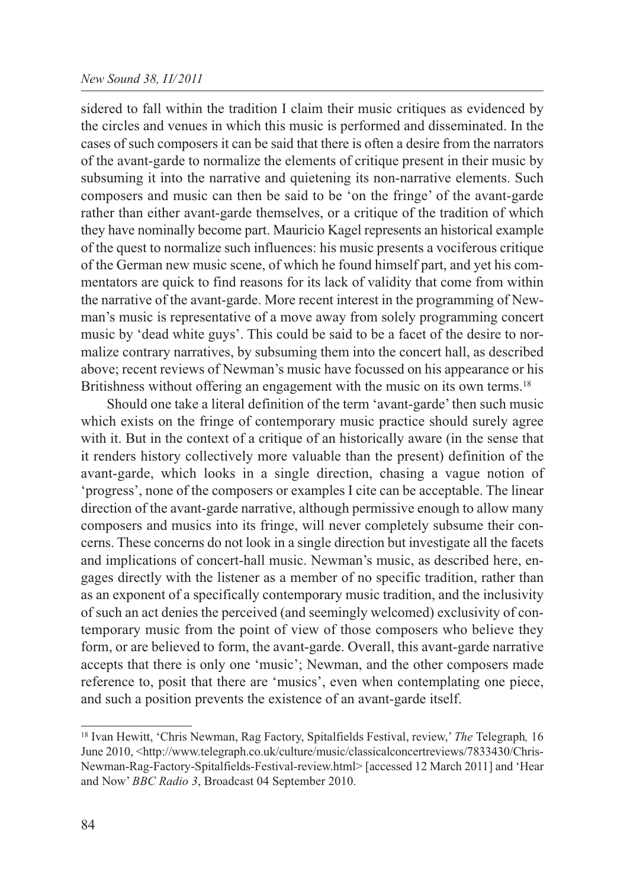sidered to fall within the tradition I claim their music critiques as evidenced by the circles and venues in which this music is performed and disseminated. In the cases of such composers it can be said that there is often a desire from the narrators of the avant-garde to normalize the elements of critique present in their music by subsuming it into the narrative and quietening its non-narrative elements. Such composers and music can then be said to be 'on the fringe' of the avant-garde rather than either avant-garde themselves, or a critique of the tradition of which they have nominally become part. Mauricio Kagel represents an historical example of the quest to normalize such influences: his music presents a vociferous critique of the German new music scene, of which he found himself part, and yet his commentators are quick to find reasons for its lack of validity that come from within the narrative of the avant-garde. More recent interest in the programming of Newman's music is representative of a move away from solely programming concert music by 'dead white guys'. This could be said to be a facet of the desire to normalize contrary narratives, by subsuming them into the concert hall, as described above; recent reviews of Newman's music have focussed on his appearance or his Britishness without offering an engagement with the music on its own terms.[18]

Should one take a literal definition of the term 'avant-garde' then such music which exists on the fringe of contemporary music practice should surely agree with it. But in the context of a critique of an historically aware (in the sense that it renders history collectively more valuable than the present) definition of the avant-garde, which looks in a single direction, chasing a vague notion of 'progress', none of the composers or examples I cite can be acceptable. The linear direction of the avant-garde narrative, although permissive enough to allow many composers and musics into its fringe, will never completely subsume their concerns. These concerns do not look in a single direction but investigate all the facets and implications of concert-hall music. Newman's music, as described here, engages directly with the listener as a member of no specific tradition, rather than as an exponent of a specifically contemporary music tradition, and the inclusivity of such an act denies the perceived (and seemingly welcomed) exclusivity of contemporary music from the point of view of those composers who believe they form, or are believed to form, the avant-garde. Overall, this avant-garde narrative accepts that there is only one 'music'; Newman, and the other composers made reference to, posit that there are 'musics', even when contemplating one piece, and such a position prevents the existence of an avant-garde itself.

---

[18] Ivan Hewitt, 'Chris Newman, Rag Factory, Spitalfields Festival, review,' *The* Telegraph*,* 16 June 2010, <http://www.telegraph.co.uk/culture/music/classicalconcertreviews/7833430/Chris-Newman-Rag-Factory-Spitalfields-Festival-review.html> [accessed 12 March 2011] and 'Hear and Now' *BBC Radio 3*, Broadcast 04 September 2010.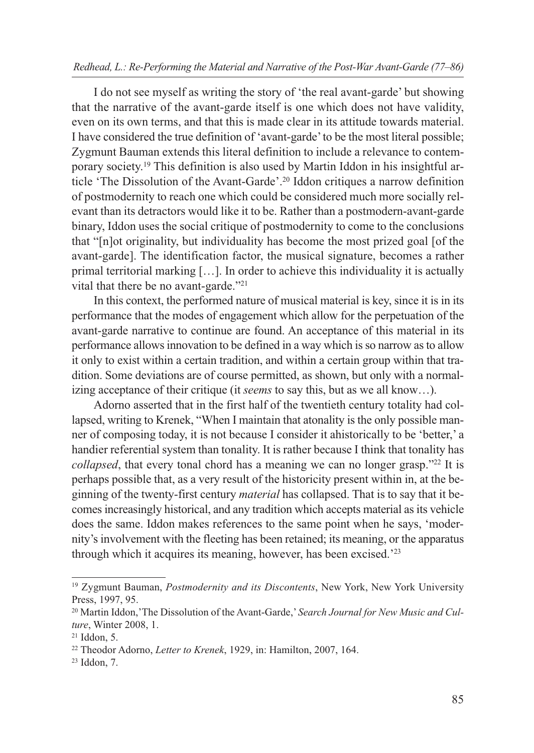I do not see myself as writing the story of 'the real avant-garde' but showing that the narrative of the avant-garde itself is one which does not have validity, even on its own terms, and that this is made clear in its attitude towards material. I have considered the true definition of 'avant-garde' to be the most literal possible; Zygmunt Bauman extends this literal definition to include a relevance to contemporary society.[19] This definition is also used by Martin Iddon in his insightful article 'The Dissolution of the Avant-Garde'.[20] Iddon critiques a narrow definition of postmodernity to reach one which could be considered much more socially relevant than its detractors would like it to be. Rather than a postmodern-avant-garde binary, Iddon uses the social critique of postmodernity to come to the conclusions that "[n]ot originality, but individuality has become the most prized goal [of the avant-garde]. The identification factor, the musical signature, becomes a rather primal territorial marking […]. In order to achieve this individuality it is actually vital that there be no avant-garde."[21]

In this context, the performed nature of musical material is key, since it is in its performance that the modes of engagement which allow for the perpetuation of the avant-garde narrative to continue are found. An acceptance of this material in its performance allows innovation to be defined in a way which is so narrow as to allow it only to exist within a certain tradition, and within a certain group within that tradition. Some deviations are of course permitted, as shown, but only with a normalizing acceptance of their critique (it *seems* to say this, but as we all know…).

Adorno asserted that in the first half of the twentieth century totality had collapsed, writing to Krenek, "When I maintain that atonality is the only possible manner of composing today, it is not because I consider it ahistorically to be 'better,' a handier referential system than tonality. It is rather because I think that tonality has *collapsed*, that every tonal chord has a meaning we can no longer grasp."[22] It is perhaps possible that, as a very result of the historicity present within in, at the beginning of the twenty-first century *material* has collapsed. That is to say that it becomes increasingly historical, and any tradition which accepts material as its vehicle does the same. Iddon makes references to the same point when he says, 'modernity's involvement with the fleeting has been retained; its meaning, or the apparatus through which it acquires its meaning, however, has been excised.'[23]

---

[19] Zygmunt Bauman, *Postmodernity and its Discontents*, New York, New York University Press, 1997, 95.

[20] Martin Iddon,'The Dissolution of the Avant-Garde,' *Search Journal for New Music and Culture*, Winter 2008, 1.

[21] Iddon, 5.

[22] Theodor Adorno, *Letter to Krenek*, 1929, in: Hamilton, 2007, 164.

[23] Iddon, 7.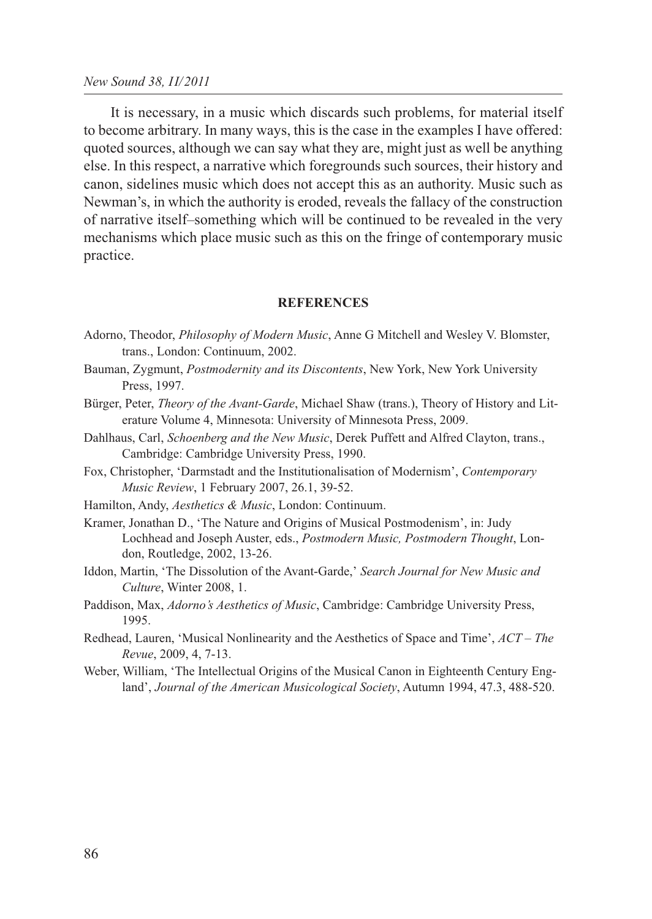It is necessary, in a music which discards such problems, for material itself to become arbitrary. In many ways, this is the case in the examples I have offered: quoted sources, although we can say what they are, might just as well be anything else. In this respect, a narrative which foregrounds such sources, their history and canon, sidelines music which does not accept this as an authority. Music such as Newman's, in which the authority is eroded, reveals the fallacy of the construction of narrative itself–something which will be continued to be revealed in the very mechanisms which place music such as this on the fringe of contemporary music practice.

## REFERENCES

Adorno, Theodor, *Philosophy of Modern Music*, Anne G Mitchell and Wesley V. Blomster, trans., London: Continuum, 2002.

Bauman, Zygmunt, *Postmodernity and its Discontents*, New York, New York University Press, 1997.

Bürger, Peter, *Theory of the Avant-Garde*, Michael Shaw (trans.), Theory of History and Literature Volume 4, Minnesota: University of Minnesota Press, 2009.

Dahlhaus, Carl, *Schoenberg and the New Music*, Derek Puffett and Alfred Clayton, trans., Cambridge: Cambridge University Press, 1990.

Fox, Christopher, 'Darmstadt and the Institutionalisation of Modernism', *Contemporary Music Review*, 1 February 2007, 26.1, 39-52.

Hamilton, Andy, *Aesthetics & Music*, London: Continuum.

Kramer, Jonathan D., 'The Nature and Origins of Musical Postmodenism', in: Judy Lochhead and Joseph Auster, eds., *Postmodern Music, Postmodern Thought*, London, Routledge, 2002, 13-26.

Iddon, Martin, 'The Dissolution of the Avant-Garde,' *Search Journal for New Music and Culture*, Winter 2008, 1.

Paddison, Max, *Adorno's Aesthetics of Music*, Cambridge: Cambridge University Press, 1995.

Redhead, Lauren, 'Musical Nonlinearity and the Aesthetics of Space and Time', *ACT – The Revue*, 2009, 4, 7-13.

Weber, William, 'The Intellectual Origins of the Musical Canon in Eighteenth Century England', *Journal of the American Musicological Society*, Autumn 1994, 47.3, 488-520.